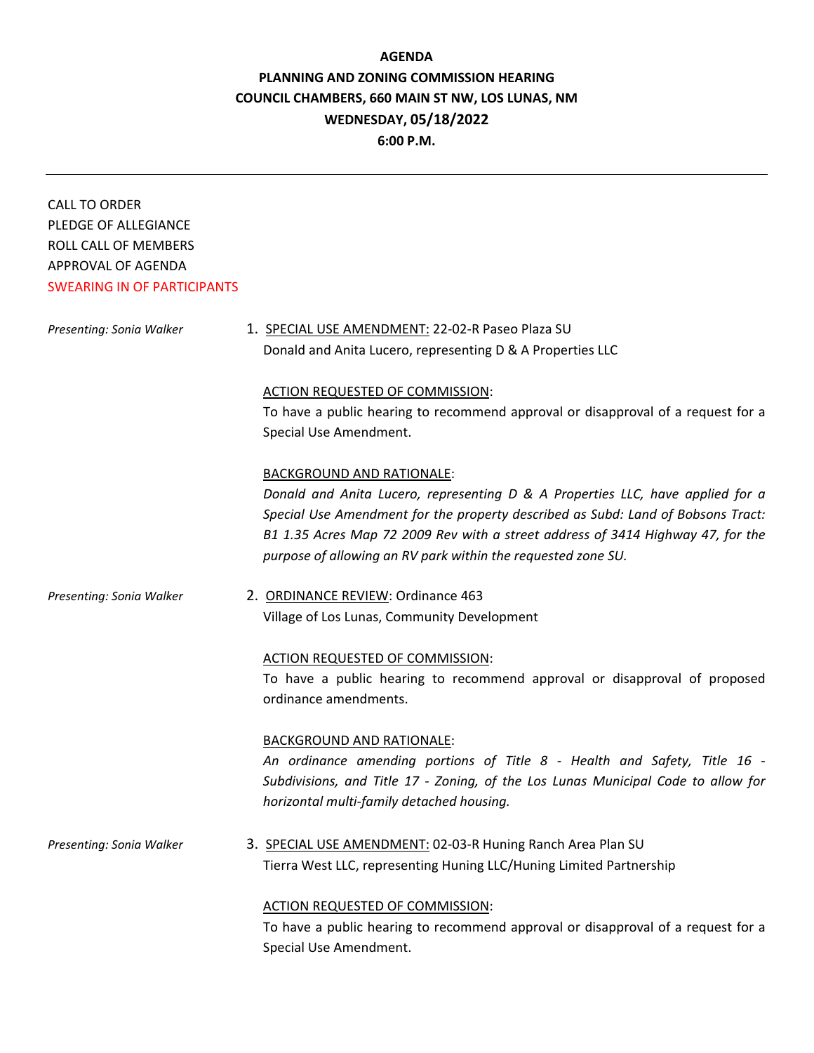# AGENDA

## PLANNING AND ZONING COMMISSION HEARING

**COUNCIL CHAMBERS, 660 MAIN ST NW, LOS LUNAS, NM**

**WEDNESDAY, 05/18/2022**

**6:00 P.M.**

---

CALL TO ORDER
PLEDGE OF ALLEGIANCE
ROLL CALL OF MEMBERS
APPROVAL OF AGENDA
SWEARING IN OF PARTICIPANTS

*Presenting: Sonia Walker*

1. SPECIAL USE AMENDMENT: 22-02-R Paseo Plaza SU
   Donald and Anita Lucero, representing D & A Properties LLC

   ACTION REQUESTED OF COMMISSION:
   To have a public hearing to recommend approval or disapproval of a request for a Special Use Amendment.

   BACKGROUND AND RATIONALE:
   *Donald and Anita Lucero, representing D & A Properties LLC, have applied for a Special Use Amendment for the property described as Subd: Land of Bobsons Tract: B1 1.35 Acres Map 72 2009 Rev with a street address of 3414 Highway 47, for the purpose of allowing an RV park within the requested zone SU.*

*Presenting: Sonia Walker*

2. ORDINANCE REVIEW: Ordinance 463
   Village of Los Lunas, Community Development

   ACTION REQUESTED OF COMMISSION:
   To have a public hearing to recommend approval or disapproval of proposed ordinance amendments.

   BACKGROUND AND RATIONALE:
   *An ordinance amending portions of Title 8 - Health and Safety, Title 16 - Subdivisions, and Title 17 - Zoning, of the Los Lunas Municipal Code to allow for horizontal multi-family detached housing.*

*Presenting: Sonia Walker*

3. SPECIAL USE AMENDMENT: 02-03-R Huning Ranch Area Plan SU
   Tierra West LLC, representing Huning LLC/Huning Limited Partnership

   ACTION REQUESTED OF COMMISSION:
   To have a public hearing to recommend approval or disapproval of a request for a Special Use Amendment.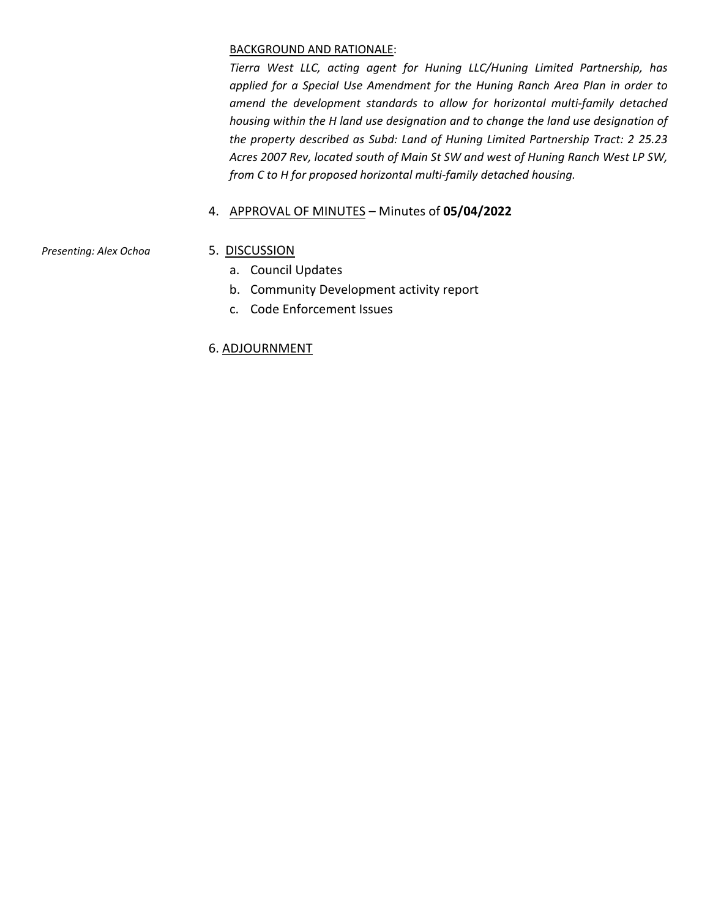BACKGROUND AND RATIONALE:

*Tierra West LLC, acting agent for Huning LLC/Huning Limited Partnership, has applied for a Special Use Amendment for the Huning Ranch Area Plan in order to amend the development standards to allow for horizontal multi-family detached housing within the H land use designation and to change the land use designation of the property described as Subd: Land of Huning Limited Partnership Tract: 2 25.23 Acres 2007 Rev, located south of Main St SW and west of Huning Ranch West LP SW, from C to H for proposed horizontal multi-family detached housing.*

4. APPROVAL OF MINUTES – Minutes of **05/04/2022**

*Presenting: Alex Ochoa*

5. DISCUSSION
   a. Council Updates
   b. Community Development activity report
   c. Code Enforcement Issues

6. ADJOURNMENT